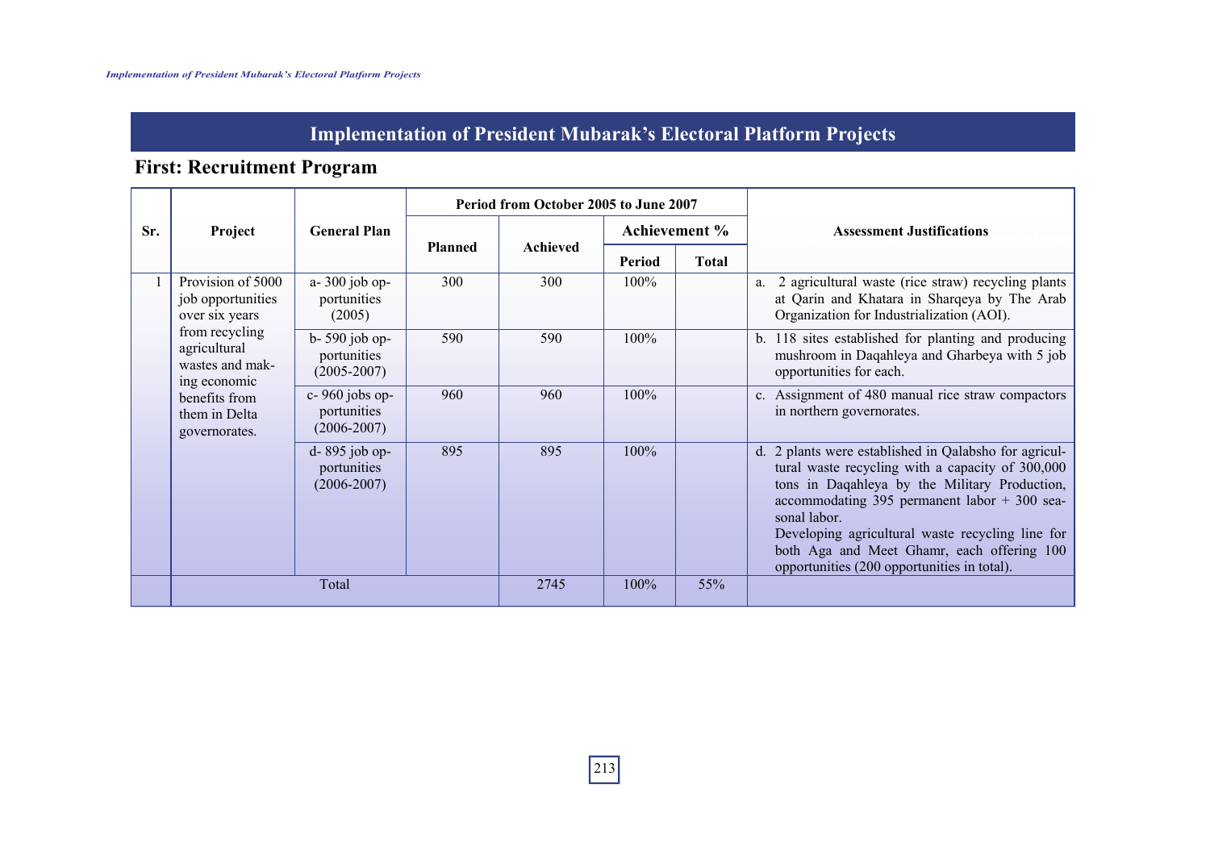## Implementation of President Mubarak's Electoral Platform Projects

### First: Recruitment Program

| Sr. | Project | General Plan | Period from October 2005 to June 2007 | | | | Assessment Justifications |
|---|---|---|---|---|---|---|---|
| | | | Planned | Achieved | Achievement % | | |
| | | | | | Period | Total | |
| 1 | Provision of 5000 job opportunities over six years from recycling agricultural wastes and making economic benefits from them in Delta governorates. | a- 300 job opportunities (2005) | 300 | 300 | 100% | | a. 2 agricultural waste (rice straw) recycling plants at Qarin and Khatara in Sharqeya by The Arab Organization for Industrialization (AOI). |
| | | b- 590 job opportunities (2005-2007) | 590 | 590 | 100% | | b. 118 sites established for planting and producing mushroom in Daqahleya and Gharbeya with 5 job opportunities for each. |
| | | c- 960 jobs opportunities (2006-2007) | 960 | 960 | 100% | | c. Assignment of 480 manual rice straw compactors in northern governorates. |
| | | d- 895 job opportunities (2006-2007) | 895 | 895 | 100% | | d. 2 plants were established in Qalabsho for agricultural waste recycling with a capacity of 300,000 tons in Daqahleya by the Military Production, accommodating 395 permanent labor + 300 seasonal labor. Developing agricultural waste recycling line for both Aga and Meet Ghamr, each offering 100 opportunities (200 opportunities in total). |
| | Total | | | 2745 | 100% | 55% | |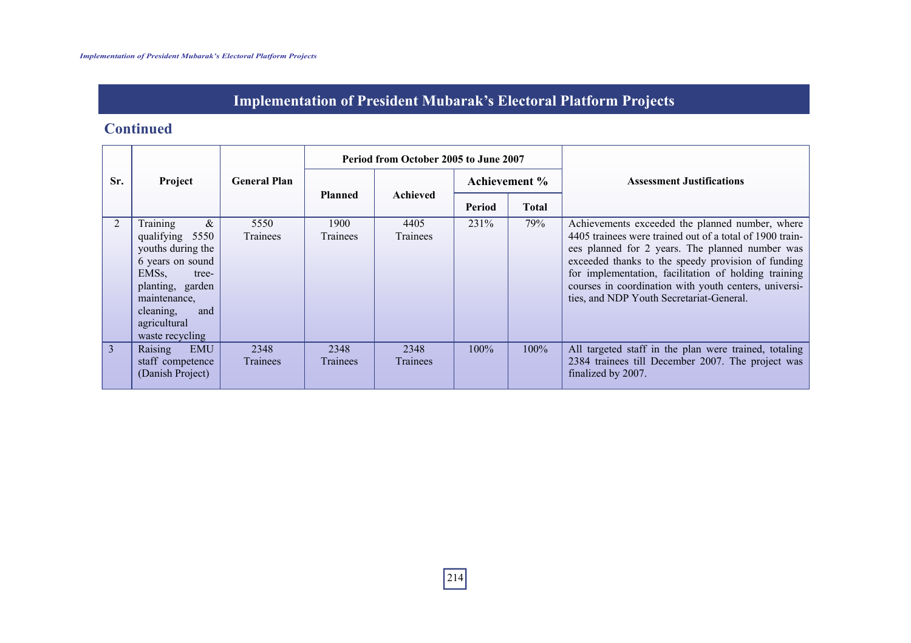# Implementation of President Mubarak's Electoral Platform Projects

## Continued

| Sr. | Project | General Plan | Period from October 2005 to June 2007 | | | | Assessment Justifications |
|---|---|---|---|---|---|---|---|
| | | | Planned | Achieved | Achievement % | | |
| | | | | | Period | Total | |
| 2 | Training & qualifying 5550 youths during the 6 years on sound EMSs, tree-planting, garden maintenance, cleaning, and agricultural waste recycling | 5550 Trainees | 1900 Trainees | 4405 Trainees | 231% | 79% | Achievements exceeded the planned number, where 4405 trainees were trained out of a total of 1900 trainees planned for 2 years. The planned number was exceeded thanks to the speedy provision of funding for implementation, facilitation of holding training courses in coordination with youth centers, universities, and NDP Youth Secretariat-General. |
| 3 | Raising EMU staff competence (Danish Project) | 2348 Trainees | 2348 Trainees | 2348 Trainees | 100% | 100% | All targeted staff in the plan were trained, totaling 2384 trainees till December 2007. The project was finalized by 2007. |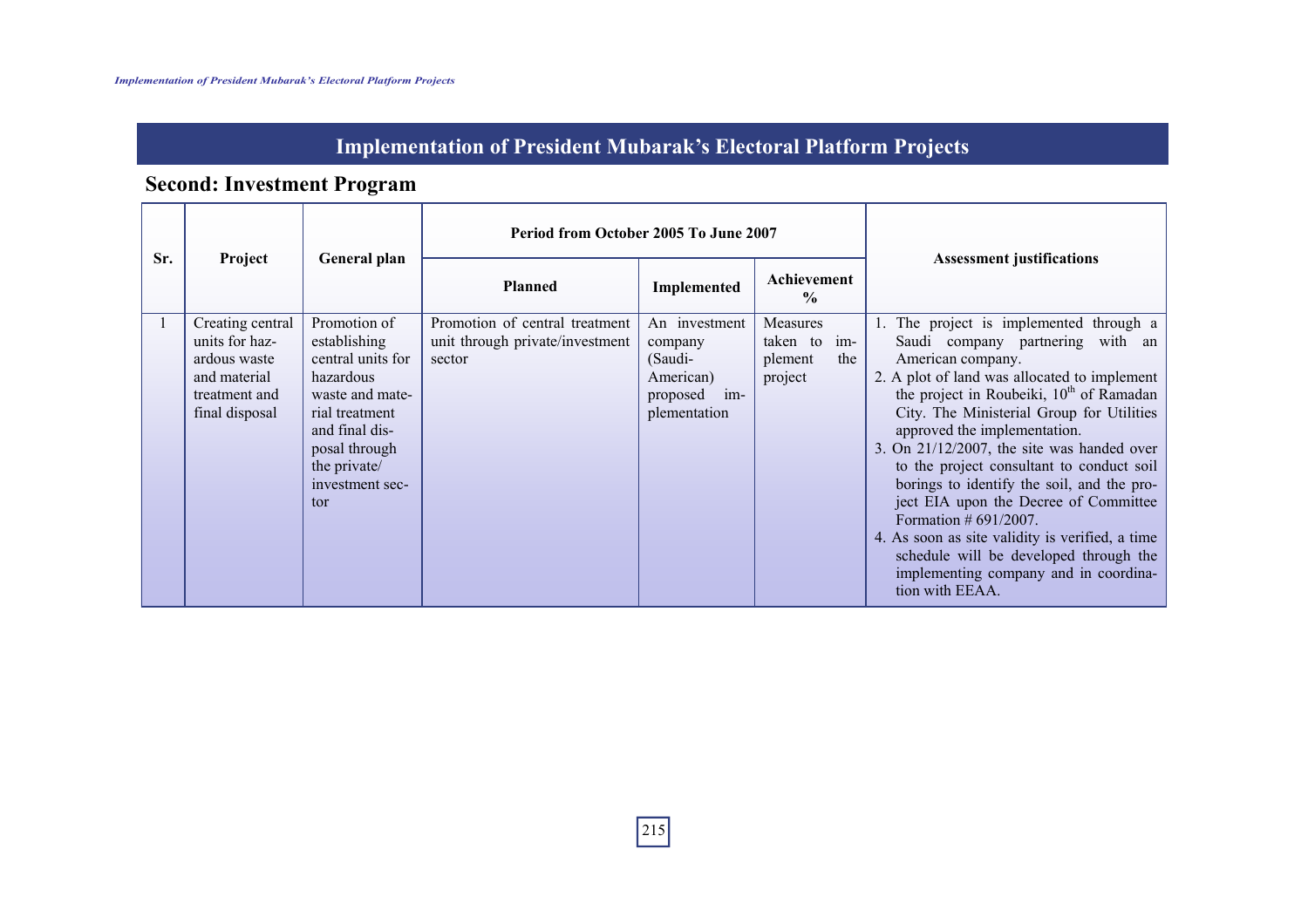# Implementation of President Mubarak's Electoral Platform Projects

## Second: Investment Program

| Sr. | Project | General plan | Period from October 2005 To June 2007 | | | Assessment justifications |
|---|---|---|---|---|---|---|
| | | | Planned | Implemented | Achievement % | |
| 1 | Creating central units for hazardous waste and material treatment and final disposal | Promotion of establishing central units for hazardous waste and material treatment and final disposal through the private/ investment sector | Promotion of central treatment unit through private/investment sector | An investment company (Saudi-American) proposed implementation | Measures taken to implement the project | 1. The project is implemented through a Saudi company partnering with an American company.<br>2. A plot of land was allocated to implement the project in Roubeiki, 10th of Ramadan City. The Ministerial Group for Utilities approved the implementation.<br>3. On 21/12/2007, the site was handed over to the project consultant to conduct soil borings to identify the soil, and the project EIA upon the Decree of Committee Formation # 691/2007.<br>4. As soon as site validity is verified, a time schedule will be developed through the implementing company and in coordination with EEAA. |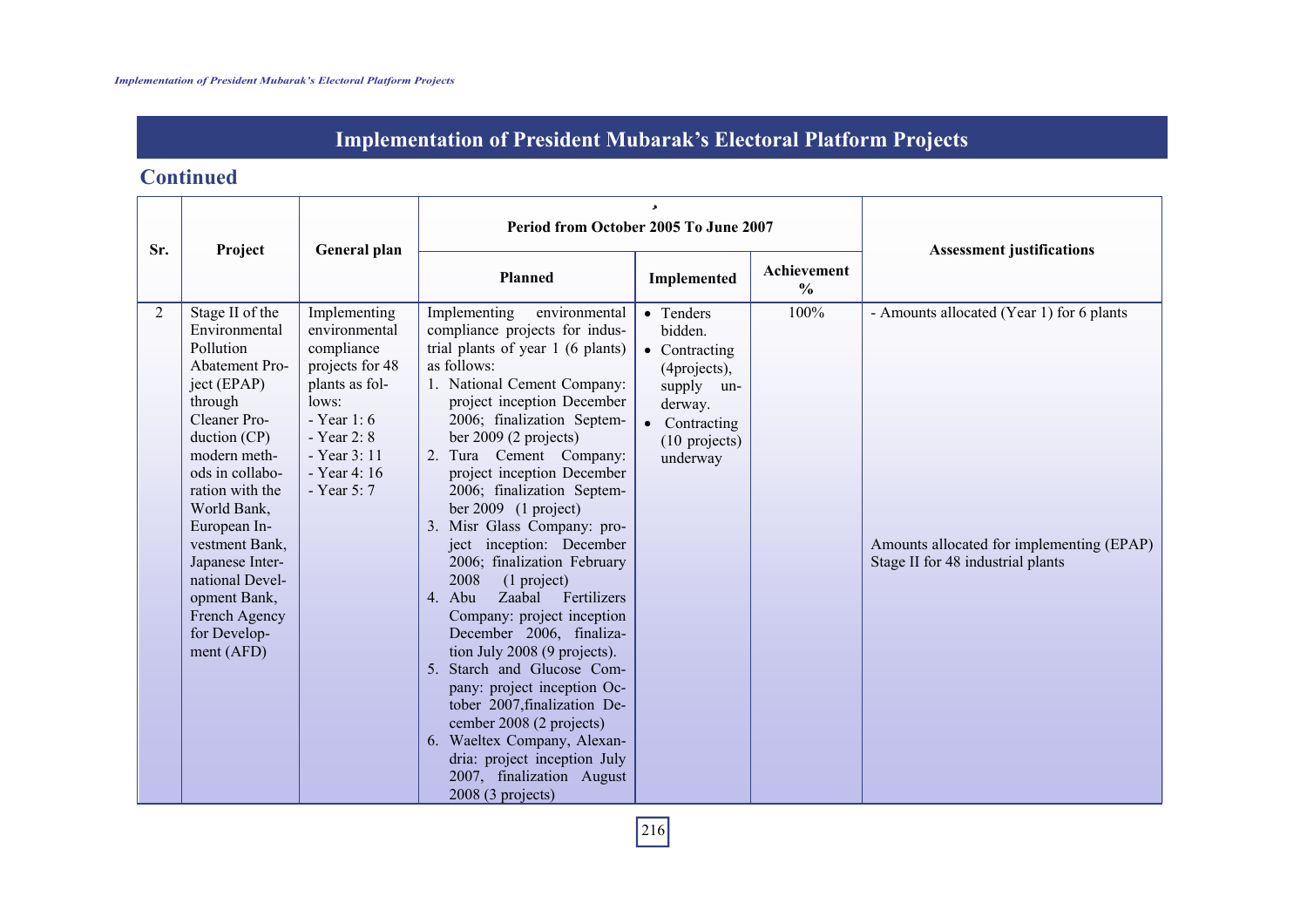# Implementation of President Mubarak's Electoral Platform Projects

## Continued

| Sr. | Project | General plan | Period from October 2005 To June 2007 | | | Assessment justifications |
|---|---|---|---|---|---|---|
| | | | Planned | Implemented | Achievement % | |
| 2 | Stage II of the Environmental Pollution Abatement Project (EPAP) through Cleaner Production (CP) modern methods in collaboration with the World Bank, European Investment Bank, Japanese International Development Bank, French Agency for Development (AFD) | Implementing environmental compliance projects for 48 plants as follows:<br>- Year 1: 6<br>- Year 2: 8<br>- Year 3: 11<br>- Year 4: 16<br>- Year 5: 7 | Implementing environmental compliance projects for industrial plants of year 1 (6 plants) as follows:<br>1. National Cement Company: project inception December 2006; finalization September 2009 (2 projects)<br>2. Tura Cement Company: project inception December 2006; finalization September 2009 (1 project)<br>3. Misr Glass Company: project inception: December 2006; finalization February 2008 (1 project)<br>4. Abu Zaabal Fertilizers Company: project inception December 2006, finalization July 2008 (9 projects).<br>5. Starch and Glucose Company: project inception October 2007,finalization December 2008 (2 projects)<br>6. Waeltex Company, Alexandria: project inception July 2007, finalization August 2008 (3 projects) | • Tenders bidden.<br>• Contracting (4projects), supply underway.<br>• Contracting (10 projects) underway | 100% | - Amounts allocated (Year 1) for 6 plants<br><br>Amounts allocated for implementing (EPAP) Stage II for 48 industrial plants |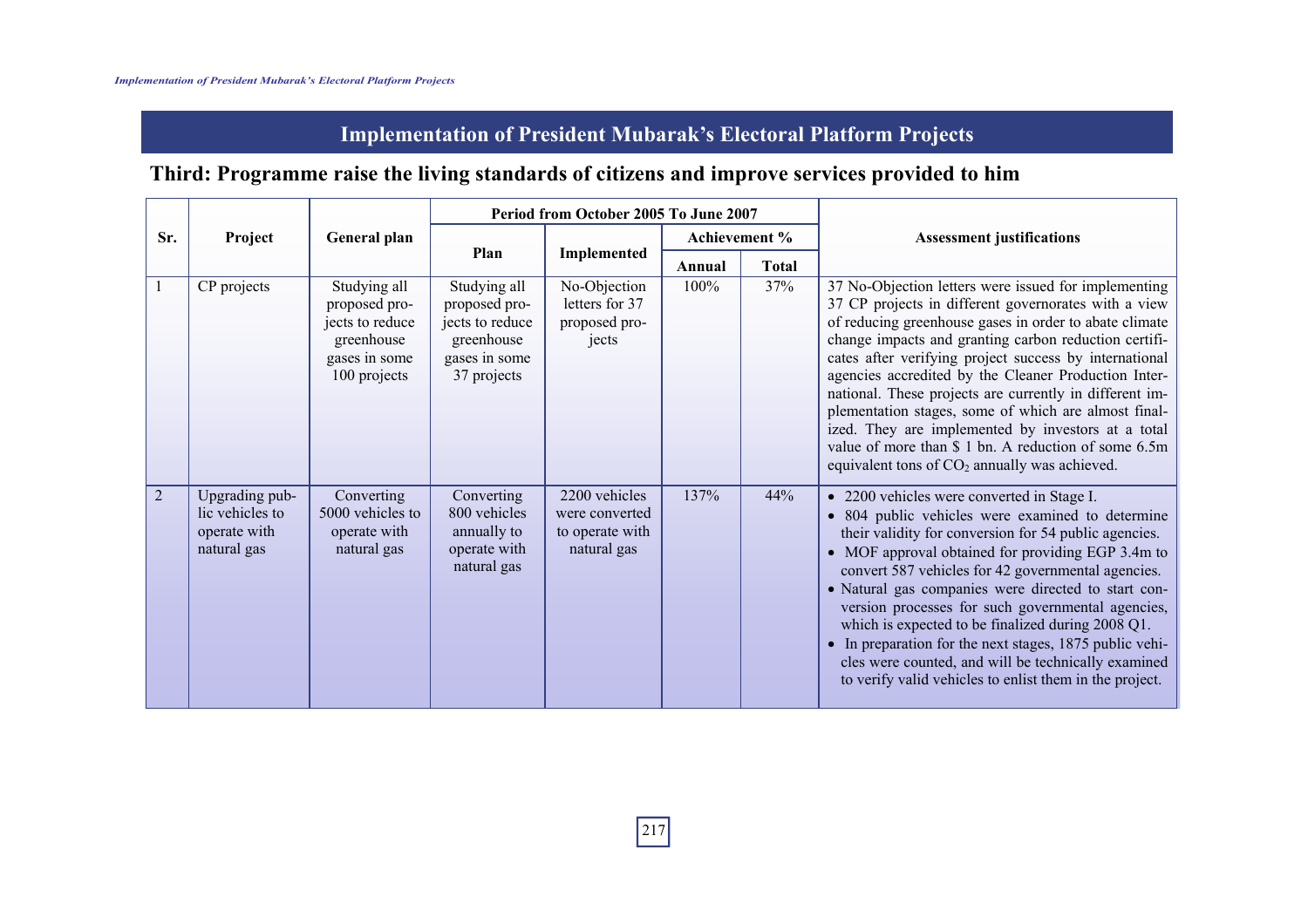# Implementation of President Mubarak's Electoral Platform Projects

## Third: Programme raise the living standards of citizens and improve services provided to him

| Sr. | Project | General plan | Period from October 2005 To June 2007 | | | | Assessment justifications |
|---|---|---|---|---|---|---|---|
| | | | Plan | Implemented | Achievement % | | |
| | | | | | Annual | Total | |
| 1 | CP projects | Studying all proposed projects to reduce greenhouse gases in some 100 projects | Studying all proposed projects to reduce greenhouse gases in some 37 projects | No-Objection letters for 37 proposed projects | 100% | 37% | 37 No-Objection letters were issued for implementing 37 CP projects in different governorates with a view of reducing greenhouse gases in order to abate climate change impacts and granting carbon reduction certificates after verifying project success by international agencies accredited by the Cleaner Production International. These projects are currently in different implementation stages, some of which are almost finalized. They are implemented by investors at a total value of more than $ 1 bn. A reduction of some 6.5m equivalent tons of $CO_2$ annually was achieved. |
| 2 | Upgrading public vehicles to operate with natural gas | Converting 5000 vehicles to operate with natural gas | Converting 800 vehicles annually to operate with natural gas | 2200 vehicles were converted to operate with natural gas | 137% | 44% | • 2200 vehicles were converted in Stage I.<br>• 804 public vehicles were examined to determine their validity for conversion for 54 public agencies.<br>• MOF approval obtained for providing EGP 3.4m to convert 587 vehicles for 42 governmental agencies.<br>• Natural gas companies were directed to start conversion processes for such governmental agencies, which is expected to be finalized during 2008 Q1.<br>• In preparation for the next stages, 1875 public vehicles were counted, and will be technically examined to verify valid vehicles to enlist them in the project. |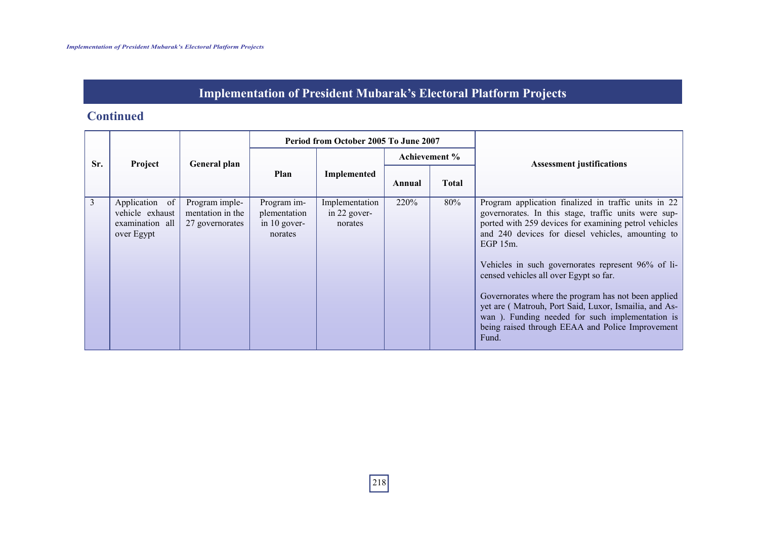# Implementation of President Mubarak's Electoral Platform Projects

## Continued

| Sr. | Project | General plan | Period from October 2005 To June 2007 | | | | Assessment justifications |
|---|---|---|---|---|---|---|---|
| | | | Plan | Implemented | Achievement % | | |
| | | | | | Annual | Total | |
| 3 | Application of vehicle exhaust examination all over Egypt | Program implementation in the 27 governorates | Program implementation in 10 governorates | Implementation in 22 governorates | 220% | 80% | Program application finalized in traffic units in 22 governorates. In this stage, traffic units were supported with 259 devices for examining petrol vehicles and 240 devices for diesel vehicles, amounting to EGP 15m.<br><br>Vehicles in such governorates represent 96% of licensed vehicles all over Egypt so far.<br><br>Governorates where the program has not been applied yet are ( Matrouh, Port Said, Luxor, Ismailia, and Aswan ). Funding needed for such implementation is being raised through EEAA and Police Improvement Fund. |